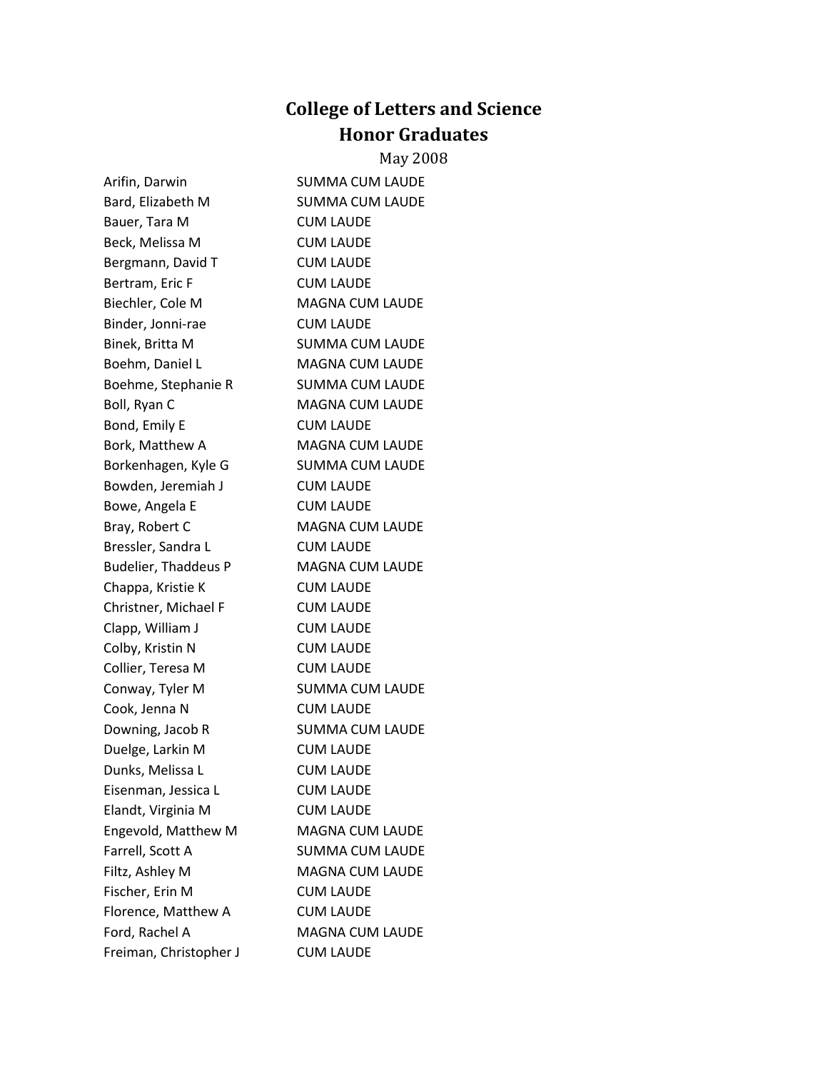# College of Letters and Science
# Honor Graduates

May 2008

| | |
|---|---|
| Arifin, Darwin | SUMMA CUM LAUDE |
| Bard, Elizabeth M | SUMMA CUM LAUDE |
| Bauer, Tara M | CUM LAUDE |
| Beck, Melissa M | CUM LAUDE |
| Bergmann, David T | CUM LAUDE |
| Bertram, Eric F | CUM LAUDE |
| Biechler, Cole M | MAGNA CUM LAUDE |
| Binder, Jonni-rae | CUM LAUDE |
| Binek, Britta M | SUMMA CUM LAUDE |
| Boehm, Daniel L | MAGNA CUM LAUDE |
| Boehme, Stephanie R | SUMMA CUM LAUDE |
| Boll, Ryan C | MAGNA CUM LAUDE |
| Bond, Emily E | CUM LAUDE |
| Bork, Matthew A | MAGNA CUM LAUDE |
| Borkenhagen, Kyle G | SUMMA CUM LAUDE |
| Bowden, Jeremiah J | CUM LAUDE |
| Bowe, Angela E | CUM LAUDE |
| Bray, Robert C | MAGNA CUM LAUDE |
| Bressler, Sandra L | CUM LAUDE |
| Budelier, Thaddeus P | MAGNA CUM LAUDE |
| Chappa, Kristie K | CUM LAUDE |
| Christner, Michael F | CUM LAUDE |
| Clapp, William J | CUM LAUDE |
| Colby, Kristin N | CUM LAUDE |
| Collier, Teresa M | CUM LAUDE |
| Conway, Tyler M | SUMMA CUM LAUDE |
| Cook, Jenna N | CUM LAUDE |
| Downing, Jacob R | SUMMA CUM LAUDE |
| Duelge, Larkin M | CUM LAUDE |
| Dunks, Melissa L | CUM LAUDE |
| Eisenman, Jessica L | CUM LAUDE |
| Elandt, Virginia M | CUM LAUDE |
| Engevold, Matthew M | MAGNA CUM LAUDE |
| Farrell, Scott A | SUMMA CUM LAUDE |
| Filtz, Ashley M | MAGNA CUM LAUDE |
| Fischer, Erin M | CUM LAUDE |
| Florence, Matthew A | CUM LAUDE |
| Ford, Rachel A | MAGNA CUM LAUDE |
| Freiman, Christopher J | CUM LAUDE |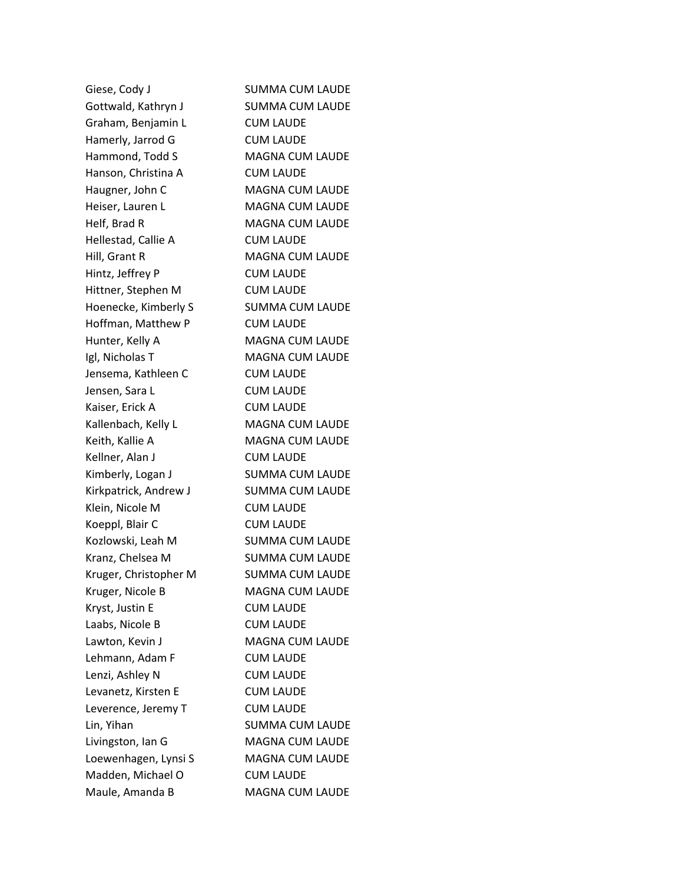| | |
|---|---|
| Giese, Cody J | SUMMA CUM LAUDE |
| Gottwald, Kathryn J | SUMMA CUM LAUDE |
| Graham, Benjamin L | CUM LAUDE |
| Hamerly, Jarrod G | CUM LAUDE |
| Hammond, Todd S | MAGNA CUM LAUDE |
| Hanson, Christina A | CUM LAUDE |
| Haugner, John C | MAGNA CUM LAUDE |
| Heiser, Lauren L | MAGNA CUM LAUDE |
| Helf, Brad R | MAGNA CUM LAUDE |
| Hellestad, Callie A | CUM LAUDE |
| Hill, Grant R | MAGNA CUM LAUDE |
| Hintz, Jeffrey P | CUM LAUDE |
| Hittner, Stephen M | CUM LAUDE |
| Hoenecke, Kimberly S | SUMMA CUM LAUDE |
| Hoffman, Matthew P | CUM LAUDE |
| Hunter, Kelly A | MAGNA CUM LAUDE |
| Igl, Nicholas T | MAGNA CUM LAUDE |
| Jensema, Kathleen C | CUM LAUDE |
| Jensen, Sara L | CUM LAUDE |
| Kaiser, Erick A | CUM LAUDE |
| Kallenbach, Kelly L | MAGNA CUM LAUDE |
| Keith, Kallie A | MAGNA CUM LAUDE |
| Kellner, Alan J | CUM LAUDE |
| Kimberly, Logan J | SUMMA CUM LAUDE |
| Kirkpatrick, Andrew J | SUMMA CUM LAUDE |
| Klein, Nicole M | CUM LAUDE |
| Koeppl, Blair C | CUM LAUDE |
| Kozlowski, Leah M | SUMMA CUM LAUDE |
| Kranz, Chelsea M | SUMMA CUM LAUDE |
| Kruger, Christopher M | SUMMA CUM LAUDE |
| Kruger, Nicole B | MAGNA CUM LAUDE |
| Kryst, Justin E | CUM LAUDE |
| Laabs, Nicole B | CUM LAUDE |
| Lawton, Kevin J | MAGNA CUM LAUDE |
| Lehmann, Adam F | CUM LAUDE |
| Lenzi, Ashley N | CUM LAUDE |
| Levanetz, Kirsten E | CUM LAUDE |
| Leverence, Jeremy T | CUM LAUDE |
| Lin, Yihan | SUMMA CUM LAUDE |
| Livingston, Ian G | MAGNA CUM LAUDE |
| Loewenhagen, Lynsi S | MAGNA CUM LAUDE |
| Madden, Michael O | CUM LAUDE |
| Maule, Amanda B | MAGNA CUM LAUDE |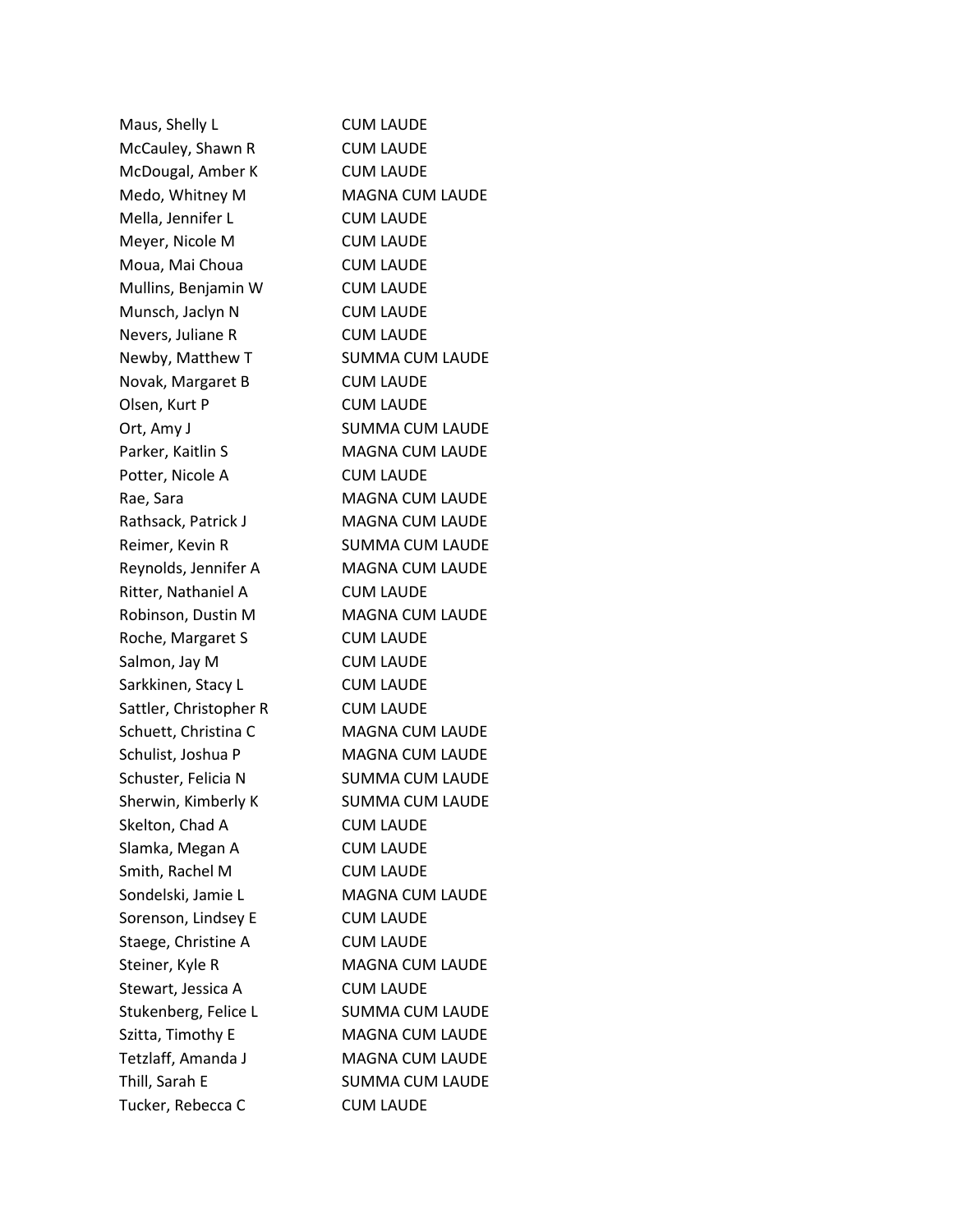| | |
|---|---|
| Maus, Shelly L | CUM LAUDE |
| McCauley, Shawn R | CUM LAUDE |
| McDougal, Amber K | CUM LAUDE |
| Medo, Whitney M | MAGNA CUM LAUDE |
| Mella, Jennifer L | CUM LAUDE |
| Meyer, Nicole M | CUM LAUDE |
| Moua, Mai Choua | CUM LAUDE |
| Mullins, Benjamin W | CUM LAUDE |
| Munsch, Jaclyn N | CUM LAUDE |
| Nevers, Juliane R | CUM LAUDE |
| Newby, Matthew T | SUMMA CUM LAUDE |
| Novak, Margaret B | CUM LAUDE |
| Olsen, Kurt P | CUM LAUDE |
| Ort, Amy J | SUMMA CUM LAUDE |
| Parker, Kaitlin S | MAGNA CUM LAUDE |
| Potter, Nicole A | CUM LAUDE |
| Rae, Sara | MAGNA CUM LAUDE |
| Rathsack, Patrick J | MAGNA CUM LAUDE |
| Reimer, Kevin R | SUMMA CUM LAUDE |
| Reynolds, Jennifer A | MAGNA CUM LAUDE |
| Ritter, Nathaniel A | CUM LAUDE |
| Robinson, Dustin M | MAGNA CUM LAUDE |
| Roche, Margaret S | CUM LAUDE |
| Salmon, Jay M | CUM LAUDE |
| Sarkkinen, Stacy L | CUM LAUDE |
| Sattler, Christopher R | CUM LAUDE |
| Schuett, Christina C | MAGNA CUM LAUDE |
| Schulist, Joshua P | MAGNA CUM LAUDE |
| Schuster, Felicia N | SUMMA CUM LAUDE |
| Sherwin, Kimberly K | SUMMA CUM LAUDE |
| Skelton, Chad A | CUM LAUDE |
| Slamka, Megan A | CUM LAUDE |
| Smith, Rachel M | CUM LAUDE |
| Sondelski, Jamie L | MAGNA CUM LAUDE |
| Sorenson, Lindsey E | CUM LAUDE |
| Staege, Christine A | CUM LAUDE |
| Steiner, Kyle R | MAGNA CUM LAUDE |
| Stewart, Jessica A | CUM LAUDE |
| Stukenberg, Felice L | SUMMA CUM LAUDE |
| Szitta, Timothy E | MAGNA CUM LAUDE |
| Tetzlaff, Amanda J | MAGNA CUM LAUDE |
| Thill, Sarah E | SUMMA CUM LAUDE |
| Tucker, Rebecca C | CUM LAUDE |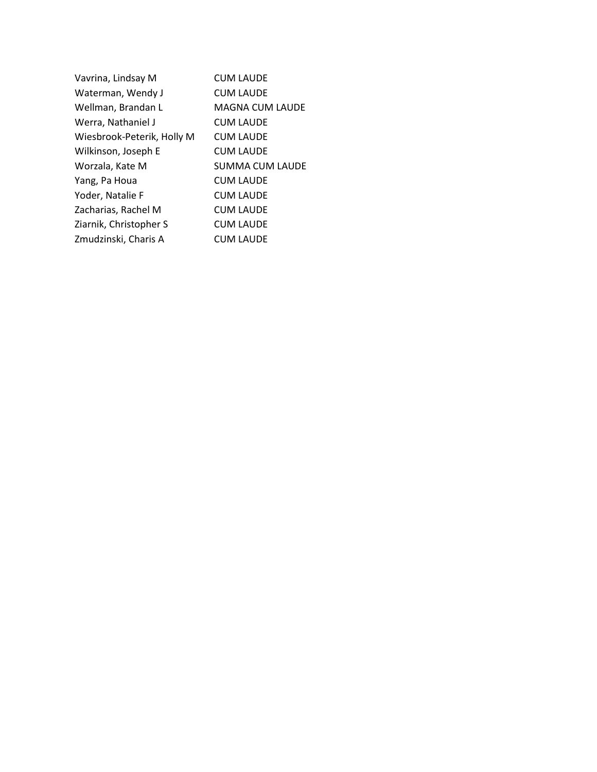| | |
|---|---|
| Vavrina, Lindsay M | CUM LAUDE |
| Waterman, Wendy J | CUM LAUDE |
| Wellman, Brandan L | MAGNA CUM LAUDE |
| Werra, Nathaniel J | CUM LAUDE |
| Wiesbrook-Peterik, Holly M | CUM LAUDE |
| Wilkinson, Joseph E | CUM LAUDE |
| Worzala, Kate M | SUMMA CUM LAUDE |
| Yang, Pa Houa | CUM LAUDE |
| Yoder, Natalie F | CUM LAUDE |
| Zacharias, Rachel M | CUM LAUDE |
| Ziarnik, Christopher S | CUM LAUDE |
| Zmudzinski, Charis A | CUM LAUDE |